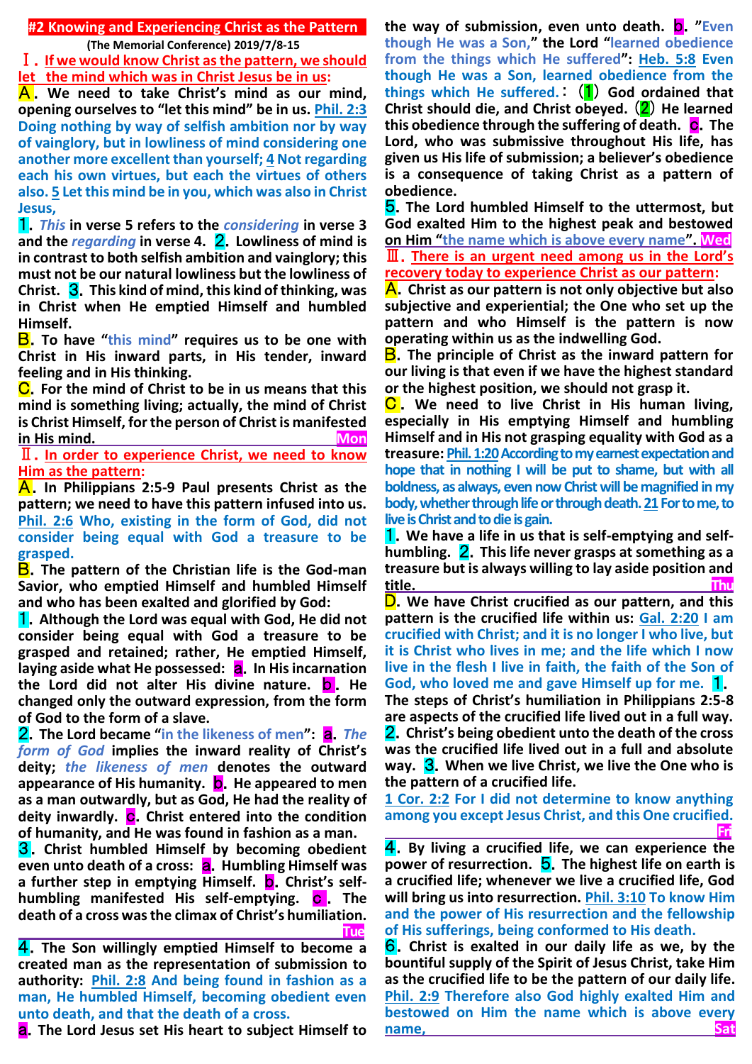# #2 Knowing and Experiencing Christ as the Pattern

**(The Memorial Conference) 2019/7/8-15**

## Ⅰ. If we would know Christ as the pattern, we should let the mind which was in Christ Jesus be in us:

**A. We need to take Christ's mind as our mind, opening ourselves to "let this mind" be in us.** Phil. 2:3 Doing nothing by way of selfish ambition nor by way of vainglory, but in lowliness of mind considering one another more excellent than yourself; 4 Not regarding each his own virtues, but each the virtues of others also. 5 Let this mind be in you, which was also in Christ Jesus,

**1.** *This* **in verse 5 refers to the** *considering* **in verse 3 and the** *regarding* **in verse 4. 2. Lowliness of mind is in contrast to both selfish ambition and vainglory; this must not be our natural lowliness but the lowliness of Christ. 3. This kind of mind, this kind of thinking, was in Christ when He emptied Himself and humbled Himself.**

**B. To have "this mind" requires us to be one with Christ in His inward parts, in His tender, inward feeling and in His thinking.**

**C. For the mind of Christ to be in us means that this mind is something living; actually, the mind of Christ is Christ Himself, for the person of Christ is manifested in His mind.** Mon

## Ⅱ. In order to experience Christ, we need to know Him as the pattern:

**A. In Philippians 2:5-9 Paul presents Christ as the pattern; we need to have this pattern infused into us.** Phil. 2:6 Who, existing in the form of God, did not consider being equal with God a treasure to be grasped.

**B. The pattern of the Christian life is the God-man Savior, who emptied Himself and humbled Himself and who has been exalted and glorified by God:**

**1. Although the Lord was equal with God, He did not consider being equal with God a treasure to be grasped and retained; rather, He emptied Himself, laying aside what He possessed: a. In His incarnation the Lord did not alter His divine nature. b. He changed only the outward expression, from the form of God to the form of a slave.**

**2. The Lord became "in the likeness of men": a.** *The form of God* **implies the inward reality of Christ's deity;** *the likeness of men* **denotes the outward appearance of His humanity. b. He appeared to men as a man outwardly, but as God, He had the reality of deity inwardly. c. Christ entered into the condition of humanity, and He was found in fashion as a man.**

**3. Christ humbled Himself by becoming obedient even unto death of a cross: a. Humbling Himself was a further step in emptying Himself. b. Christ's self-humbling manifested His self-emptying. c. The death of a cross was the climax of Christ's humiliation.** Tue

**4. The Son willingly emptied Himself to become a created man as the representation of submission to authority:** Phil. 2:8 And being found in fashion as a man, He humbled Himself, becoming obedient even unto death, and that the death of a cross.

**a. The Lord Jesus set His heart to subject Himself to the way of submission, even unto death. b. "Even though He was a Son," the Lord "learned obedience from the things which He suffered":** Heb. 5:8 Even though He was a Son, learned obedience from the things which He suffered.**: (1) God ordained that Christ should die, and Christ obeyed. (2) He learned this obedience through the suffering of death. c. The Lord, who was submissive throughout His life, has given us His life of submission; a believer's obedience is a consequence of taking Christ as a pattern of obedience.**

**5. The Lord humbled Himself to the uttermost, but God exalted Him to the highest peak and bestowed on Him "the name which is above every name".** Wed

## Ⅲ. There is an urgent need among us in the Lord's recovery today to experience Christ as our pattern:

**A. Christ as our pattern is not only objective but also subjective and experiential; the One who set up the pattern and who Himself is the pattern is now operating within us as the indwelling God.**

**B. The principle of Christ as the inward pattern for our living is that even if we have the highest standard or the highest position, we should not grasp it.**

**C. We need to live Christ in His human living, especially in His emptying Himself and humbling Himself and in His not grasping equality with God as a treasure:** Phil. 1:20 According to my earnest expectation and hope that in nothing I will be put to shame, but with all boldness, as always, even now Christ will be magnified in my body, whether through life or through death. 21 For to me, to live is Christ and to die is gain.

**1. We have a life in us that is self-emptying and self-humbling. 2. This life never grasps at something as a treasure but is always willing to lay aside position and title.** Thu

**D. We have Christ crucified as our pattern, and this pattern is the crucified life within us:** Gal. 2:20 I am crucified with Christ; and it is no longer I who live, but it is Christ who lives in me; and the life which I now live in the flesh I live in faith, the faith of the Son of God, who loved me and gave Himself up for me. **1. The steps of Christ's humiliation in Philippians 2:5-8 are aspects of the crucified life lived out in a full way. 2. Christ's being obedient unto the death of the cross was the crucified life lived out in a full and absolute way. 3. When we live Christ, we live the One who is the pattern of a crucified life.**

1 Cor. 2:2 For I did not determine to know anything among you except Jesus Christ, and this One crucified. Fri

**4. By living a crucified life, we can experience the power of resurrection. 5. The highest life on earth is a crucified life; whenever we live a crucified life, God will bring us into resurrection.** Phil. 3:10 To know Him and the power of His resurrection and the fellowship of His sufferings, being conformed to His death.

**6. Christ is exalted in our daily life as we, by the bountiful supply of the Spirit of Jesus Christ, take Him as the crucified life to be the pattern of our daily life.** Phil. 2:9 Therefore also God highly exalted Him and bestowed on Him the name which is above every name, Sat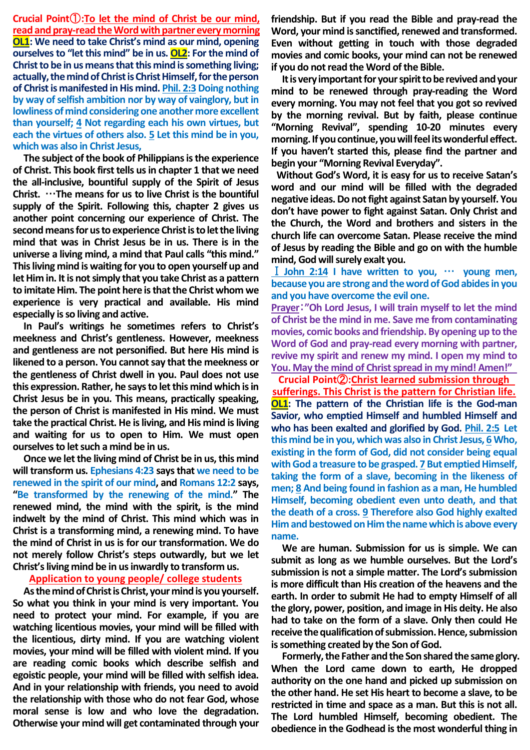**Crucial Point①:To let the mind of Christ be our mind, read and pray-read the Word with partner every morning**

**OL1: We need to take Christ's mind as our mind, opening ourselves to "let this mind" be in us. OL2: For the mind of Christ to be in us means that this mind is something living; actually, the mind of Christ is Christ Himself, for the person of Christ is manifested in His mind.** **Phil. 2:3 Doing nothing by way of selfish ambition nor by way of vainglory, but in lowliness of mind considering one another more excellent than yourself; 4 Not regarding each his own virtues, but each the virtues of others also. 5 Let this mind be in you, which was also in Christ Jesus,**

**The subject of the book of Philippians is the experience of Christ. This book first tells us in chapter 1 that we need the all-inclusive, bountiful supply of the Spirit of Jesus Christ. …The means for us to live Christ is the bountiful supply of the Spirit. Following this, chapter 2 gives us another point concerning our experience of Christ. The second means for us to experience Christ is to let the living mind that was in Christ Jesus be in us. There is in the universe a living mind, a mind that Paul calls "this mind." This living mind is waiting for you to open yourself up and let Him in. It is not simply that you take Christ as a pattern to imitate Him. The point here is that the Christ whom we experience is very practical and available. His mind especially is so living and active.**

**In Paul's writings he sometimes refers to Christ's meekness and Christ's gentleness. However, meekness and gentleness are not personified. But here His mind is likened to a person. You cannot say that the meekness or the gentleness of Christ dwell in you. Paul does not use this expression. Rather, he says to let this mind which is in Christ Jesus be in you. This means, practically speaking, the person of Christ is manifested in His mind. We must take the practical Christ. He is living, and His mind is living and waiting for us to open to Him. We must open ourselves to let such a mind be in us.**

**Once we let the living mind of Christ be in us, this mind will transform us. Ephesians 4:23 says that we need to be renewed in the spirit of our mind, and Romans 12:2 says, "Be transformed by the renewing of the mind." The renewed mind, with the spirit, is the mind indwelt by the mind of Christ. This mind which was in Christ is a transforming mind, a renewing mind. To have the mind of Christ in us is for our transformation. We do not merely follow Christ's steps outwardly, but we let Christ's living mind be in us inwardly to transform us.**

**Application to young people/ college students**

**As the mind of Christ is Christ, your mind is you yourself. So what you think in your mind is very important. You need to protect your mind. For example, if you are watching licentious movies, your mind will be filled with the licentious, dirty mind. If you are watching violent movies, your mind will be filled with violent mind. If you are reading comic books which describe selfish and egoistic people, your mind will be filled with selfish idea. And in your relationship with friends, you need to avoid the relationship with those who do not fear God, whose moral sense is low and who love the degradation. Otherwise your mind will get contaminated through your friendship. But if you read the Bible and pray-read the Word, your mind is sanctified, renewed and transformed. Even without getting in touch with those degraded movies and comic books, your mind can not be renewed if you do not read the Word of the Bible.**

**It is very important for your spirit to be revived and your mind to be renewed through pray-reading the Word every morning. You may not feel that you got so revived by the morning revival. But by faith, please continue "Morning Revival", spending 10-20 minutes every morning. If you continue, you will feel its wonderful effect. If you haven't started this, please find the partner and begin your "Morning Revival Everyday".**

**Without God's Word, it is easy for us to receive Satan's word and our mind will be filled with the degraded negative ideas. Do not fight against Satan by yourself. You don't have power to fight against Satan. Only Christ and the Church, the Word and brothers and sisters in the church life can overcome Satan. Please receive the mind of Jesus by reading the Bible and go on with the humble mind, God will surely exalt you.**

**I John 2:14 I have written to you, … young men, because you are strong and the word of God abides in you and you have overcome the evil one.**

**Prayer:"Oh Lord Jesus, I will train myself to let the mind of Christ be the mind in me. Save me from contaminating movies, comic books and friendship. By opening up to the Word of God and pray-read every morning with partner, revive my spirit and renew my mind. I open my mind to You. May the mind of Christ spread in my mind! Amen!"**

**Crucial Point②:Christ learned submission through sufferings. This Christ is the pattern for Christian life.**

**OL1: The pattern of the Christian life is the God-man Savior, who emptied Himself and humbled Himself and who has been exalted and glorified by God.** **Phil. 2:5 Let this mind be in you, which was also in Christ Jesus, 6 Who, existing in the form of God, did not consider being equal with God a treasure to be grasped. 7 But emptied Himself, taking the form of a slave, becoming in the likeness of men; 8 And being found in fashion as a man, He humbled Himself, becoming obedient even unto death, and that the death of a cross. 9 Therefore also God highly exalted Him and bestowed on Him the name which is above every name.**

**We are human. Submission for us is simple. We can submit as long as we humble ourselves. But the Lord's submission is not a simple matter. The Lord's submission is more difficult than His creation of the heavens and the earth. In order to submit He had to empty Himself of all the glory, power, position, and image in His deity. He also had to take on the form of a slave. Only then could He receive the qualification of submission. Hence, submission is something created by the Son of God.**

**Formerly, the Father and the Son shared the same glory. When the Lord came down to earth, He dropped authority on the one hand and picked up submission on the other hand. He set His heart to become a slave, to be restricted in time and space as a man. But this is not all. The Lord humbled Himself, becoming obedient. The obedience in the Godhead is the most wonderful thing in**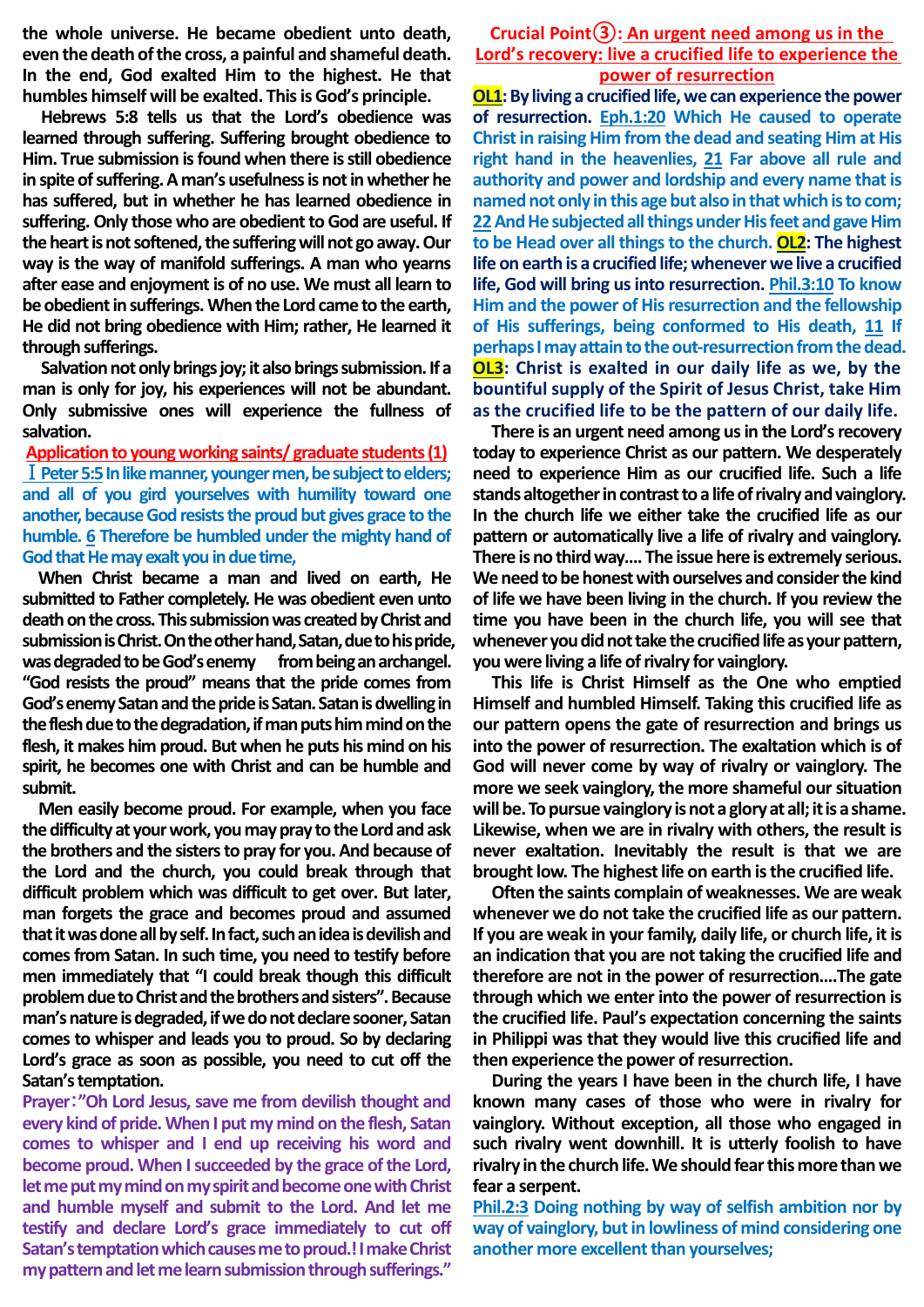the whole universe. He became obedient unto death, even the death of the cross, a painful and shameful death. In the end, God exalted Him to the highest. He that humbles himself will be exalted. This is God's principle.

Hebrews 5:8 tells us that the Lord's obedience was learned through suffering. Suffering brought obedience to Him. True submission is found when there is still obedience in spite of suffering. A man's usefulness is not in whether he has suffered, but in whether he has learned obedience in suffering. Only those who are obedient to God are useful. If the heart is not softened, the suffering will not go away. Our way is the way of manifold sufferings. A man who yearns after ease and enjoyment is of no use. We must all learn to be obedient in sufferings. When the Lord came to the earth, He did not bring obedience with Him; rather, He learned it through sufferings.

Salvation not only brings joy; it also brings submission. If a man is only for joy, his experiences will not be abundant. Only submissive ones will experience the fullness of salvation.

**Application to young working saints/ graduate students (1)**

**Ⅰ Peter 5:5 In like manner, younger men, be subject to elders; and all of you gird yourselves with humility toward one another, because God resists the proud but gives grace to the humble. 6 Therefore be humbled under the mighty hand of God that He may exalt you in due time,**

When Christ became a man and lived on earth, He submitted to Father completely. He was obedient even unto death on the cross. This submission was created by Christ and submission is Christ. On the other hand, Satan, due to his pride, was degraded to be God's enemy from being an archangel. "God resists the proud" means that the pride comes from God's enemy Satan and the pride is Satan. Satan is dwelling in the flesh due to the degradation, if man puts him mind on the flesh, it makes him proud. But when he puts his mind on his spirit, he becomes one with Christ and can be humble and submit.

Men easily become proud. For example, when you face the difficulty at your work, you may pray to the Lord and ask the brothers and the sisters to pray for you. And because of the Lord and the church, you could break through that difficult problem which was difficult to get over. But later, man forgets the grace and becomes proud and assumed that it was done all by self. In fact, such an idea is devilish and comes from Satan. In such time, you need to testify before men immediately that "I could break though this difficult problem due to Christ and the brothers and sisters". Because man's nature is degraded, if we do not declare sooner, Satan comes to whisper and leads you to proud. So by declaring Lord's grace as soon as possible, you need to cut off the Satan's temptation.

**Prayer: "Oh Lord Jesus, save me from devilish thought and every kind of pride. When I put my mind on the flesh, Satan comes to whisper and I end up receiving his word and become proud. When I succeeded by the grace of the Lord, let me put my mind on my spirit and become one with Christ and humble myself and submit to the Lord. And let me testify and declare Lord's grace immediately to cut off Satan's temptation which causes me to proud.! I make Christ my pattern and let me learn submission through sufferings."**

## Crucial Point③: An urgent need among us in the Lord's recovery: live a crucified life to experience the power of resurrection

**OL1: By living a crucified life, we can experience the power of resurrection.** **Eph.1:20 Which He caused to operate Christ in raising Him from the dead and seating Him at His right hand in the heavenlies, 21 Far above all rule and authority and power and lordship and every name that is named not only in this age but also in that which is to come; 22 And He subjected all things under His feet and gave Him to be Head over all things to the church.** **OL2: The highest life on earth is a crucified life; whenever we live a crucified life, God will bring us into resurrection.** **Phil.3:10 To know Him and the power of His resurrection and the fellowship of His sufferings, being conformed to His death, 11 If perhaps I may attain to the out-resurrection from the dead.** **OL3: Christ is exalted in our daily life as we, by the bountiful supply of the Spirit of Jesus Christ, take Him as the crucified life to be the pattern of our daily life.**

There is an urgent need among us in the Lord's recovery today to experience Christ as our pattern. We desperately need to experience Him as our crucified life. Such a life stands altogether in contrast to a life of rivalry and vainglory. In the church life we either take the crucified life as our pattern or automatically live a life of rivalry and vainglory. There is no third way.... The issue here is extremely serious. We need to be honest with ourselves and consider the kind of life we have been living in the church. If you review the time you have been in the church life, you will see that whenever you did not take the crucified life as your pattern, you were living a life of rivalry for vainglory.

This life is Christ Himself as the One who emptied Himself and humbled Himself. Taking this crucified life as our pattern opens the gate of resurrection and brings us into the power of resurrection. The exaltation which is of God will never come by way of rivalry or vainglory. The more we seek vainglory, the more shameful our situation will be. To pursue vainglory is not a glory at all; it is a shame. Likewise, when we are in rivalry with others, the result is never exaltation. Inevitably the result is that we are brought low. The highest life on earth is the crucified life.

Often the saints complain of weaknesses. We are weak whenever we do not take the crucified life as our pattern. If you are weak in your family, daily life, or church life, it is an indication that you are not taking the crucified life and therefore are not in the power of resurrection....The gate through which we enter into the power of resurrection is the crucified life. Paul's expectation concerning the saints in Philippi was that they would live this crucified life and then experience the power of resurrection.

During the years I have been in the church life, I have known many cases of those who were in rivalry for vainglory. Without exception, all those who engaged in such rivalry went downhill. It is utterly foolish to have rivalry in the church life. We should fear this more than we fear a serpent.

**Phil.2:3 Doing nothing by way of selfish ambition nor by way of vainglory, but in lowliness of mind considering one another more excellent than yourselves;**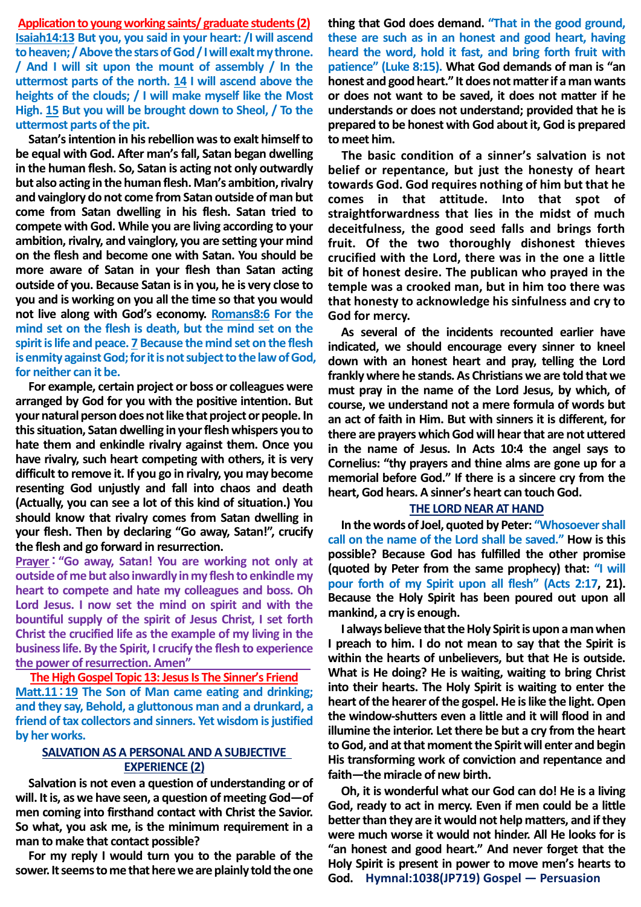## Application to young working saints/ graduate students (2)

**Isaiah14:13 But you, you said in your heart: /I will ascend to heaven; / Above the stars of God / I will exalt my throne. / And I will sit upon the mount of assembly / In the uttermost parts of the north. 14 I will ascend above the heights of the clouds; / I will make myself like the Most High. 15 But you will be brought down to Sheol, / To the uttermost parts of the pit.**

**Satan's intention in his rebellion was to exalt himself to be equal with God. After man's fall, Satan began dwelling in the human flesh. So, Satan is acting not only outwardly but also acting in the human flesh. Man's ambition, rivalry and vainglory do not come from Satan outside of man but come from Satan dwelling in his flesh. Satan tried to compete with God. While you are living according to your ambition, rivalry, and vainglory, you are setting your mind on the flesh and become one with Satan. You should be more aware of Satan in your flesh than Satan acting outside of you. Because Satan is in you, he is very close to you and is working on you all the time so that you would not live along with God's economy. Romans8:6 For the mind set on the flesh is death, but the mind set on the spirit is life and peace. 7 Because the mind set on the flesh is enmity against God; for it is not subject to the law of God, for neither can it be.**

**For example, certain project or boss or colleagues were arranged by God for you with the positive intention. But your natural person does not like that project or people. In this situation, Satan dwelling in your flesh whispers you to hate them and enkindle rivalry against them. Once you have rivalry, such heart competing with others, it is very difficult to remove it. If you go in rivalry, you may become resenting God unjustly and fall into chaos and death (Actually, you can see a lot of this kind of situation.) You should know that rivalry comes from Satan dwelling in your flesh. Then by declaring "Go away, Satan!", crucify the flesh and go forward in resurrection.**

**Prayer: "Go away, Satan! You are working not only at outside of me but also inwardly in my flesh to enkindle my heart to compete and hate my colleagues and boss. Oh Lord Jesus. I now set the mind on spirit and with the bountiful supply of the spirit of Jesus Christ, I set forth Christ the crucified life as the example of my living in the business life. By the Spirit, I crucify the flesh to experience the power of resurrection. Amen"**

## The High Gospel Topic 13: Jesus Is The Sinner's Friend

**Matt.11:19 The Son of Man came eating and drinking; and they say, Behold, a gluttonous man and a drunkard, a friend of tax collectors and sinners. Yet wisdom is justified by her works.**

### SALVATION AS A PERSONAL AND A SUBJECTIVE EXPERIENCE (2)

**Salvation is not even a question of understanding or of will. It is, as we have seen, a question of meeting God—of men coming into firsthand contact with Christ the Savior. So what, you ask me, is the minimum requirement in a man to make that contact possible?**

**For my reply I would turn you to the parable of the sower. It seems to me that here we are plainly told the one thing that God does demand. "That in the good ground, these are such as in an honest and good heart, having heard the word, hold it fast, and bring forth fruit with patience" (Luke 8:15). What God demands of man is "an honest and good heart." It does not matter if a man wants or does not want to be saved, it does not matter if he understands or does not understand; provided that he is prepared to be honest with God about it, God is prepared to meet him.**

**The basic condition of a sinner's salvation is not belief or repentance, but just the honesty of heart towards God. God requires nothing of him but that he comes in that attitude. Into that spot of straightforwardness that lies in the midst of much deceitfulness, the good seed falls and brings forth fruit. Of the two thoroughly dishonest thieves crucified with the Lord, there was in the one a little bit of honest desire. The publican who prayed in the temple was a crooked man, but in him too there was that honesty to acknowledge his sinfulness and cry to God for mercy.**

**As several of the incidents recounted earlier have indicated, we should encourage every sinner to kneel down with an honest heart and pray, telling the Lord frankly where he stands. As Christians we are told that we must pray in the name of the Lord Jesus, by which, of course, we understand not a mere formula of words but an act of faith in Him. But with sinners it is different, for there are prayers which God will hear that are not uttered in the name of Jesus. In Acts 10:4 the angel says to Cornelius: "thy prayers and thine alms are gone up for a memorial before God." If there is a sincere cry from the heart, God hears. A sinner's heart can touch God.**

### THE LORD NEAR AT HAND

**In the words of Joel, quoted by Peter: "Whosoever shall call on the name of the Lord shall be saved." How is this possible? Because God has fulfilled the other promise (quoted by Peter from the same prophecy) that: "I will pour forth of my Spirit upon all flesh" (Acts 2:17, 21). Because the Holy Spirit has been poured out upon all mankind, a cry is enough.**

**I always believe that the Holy Spirit is upon a man when I preach to him. I do not mean to say that the Spirit is within the hearts of unbelievers, but that He is outside. What is He doing? He is waiting, waiting to bring Christ into their hearts. The Holy Spirit is waiting to enter the heart of the hearer of the gospel. He is like the light. Open the window-shutters even a little and it will flood in and illumine the interior. Let there be but a cry from the heart to God, and at that moment the Spirit will enter and begin His transforming work of conviction and repentance and faith—the miracle of new birth.**

**Oh, it is wonderful what our God can do! He is a living God, ready to act in mercy. Even if men could be a little better than they are it would not help matters, and if they were much worse it would not hinder. All He looks for is "an honest and good heart." And never forget that the Holy Spirit is present in power to move men's hearts to God. Hymnal:1038(JP719) Gospel — Persuasion**